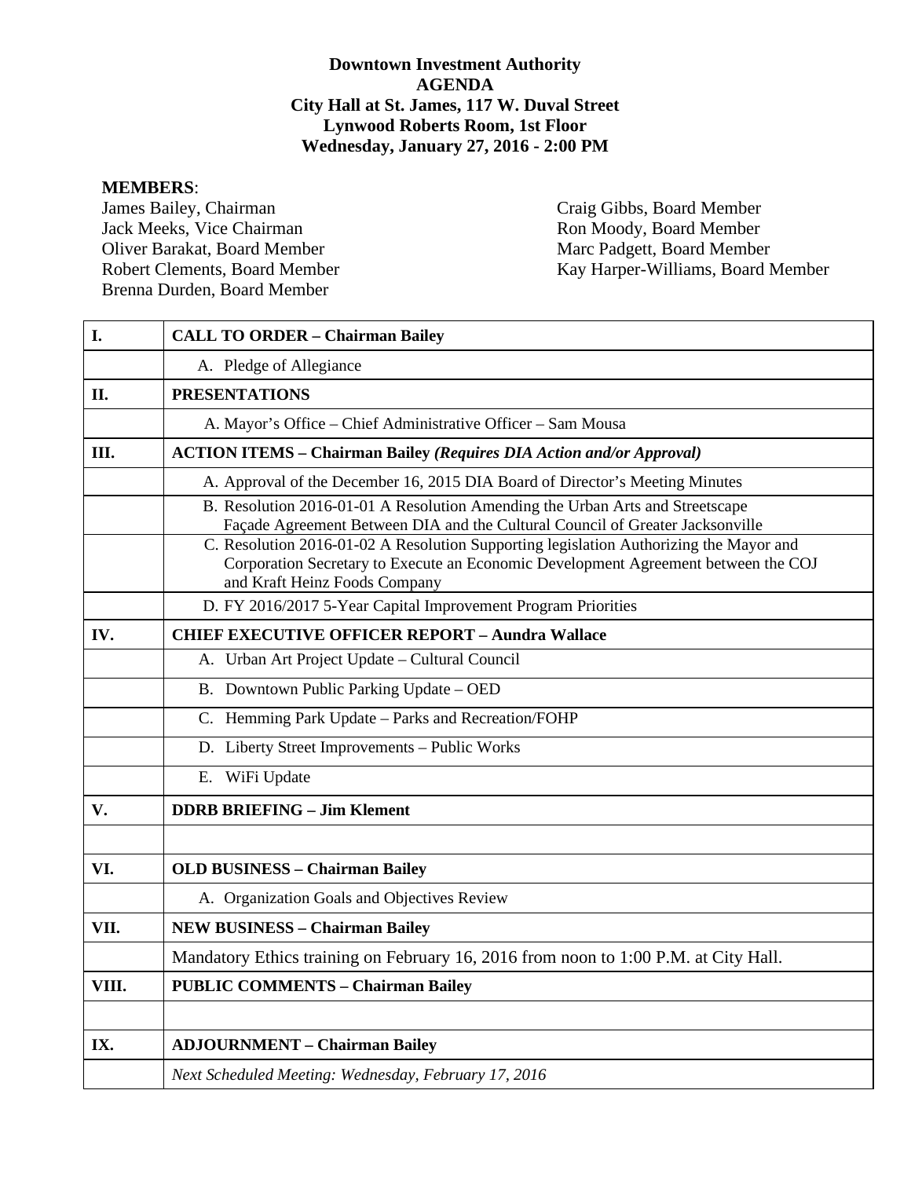**Downtown Investment Authority**
**AGENDA**
**City Hall at St. James, 117 W. Duval Street**
**Lynwood Roberts Room, 1st Floor**
**Wednesday, January 27, 2016 - 2:00 PM**

**MEMBERS**:

James Bailey, Chairman
Jack Meeks, Vice Chairman
Oliver Barakat, Board Member
Robert Clements, Board Member
Brenna Durden, Board Member
Craig Gibbs, Board Member
Ron Moody, Board Member
Marc Padgett, Board Member
Kay Harper-Williams, Board Member

| | |
|---|---|
| **I.** | **CALL TO ORDER – Chairman Bailey** |
| | A. Pledge of Allegiance |
| **II.** | **PRESENTATIONS** |
| | A. Mayor's Office – Chief Administrative Officer – Sam Mousa |
| **III.** | **ACTION ITEMS – Chairman Bailey** ***(Requires DIA Action and/or Approval)*** |
| | A. Approval of the December 16, 2015 DIA Board of Director's Meeting Minutes |
| | B. Resolution 2016-01-01 A Resolution Amending the Urban Arts and Streetscape Façade Agreement Between DIA and the Cultural Council of Greater Jacksonville |
| | C. Resolution 2016-01-02 A Resolution Supporting legislation Authorizing the Mayor and Corporation Secretary to Execute an Economic Development Agreement between the COJ and Kraft Heinz Foods Company |
| | D. FY 2016/2017 5-Year Capital Improvement Program Priorities |
| **IV.** | **CHIEF EXECUTIVE OFFICER REPORT – Aundra Wallace** |
| | A. Urban Art Project Update – Cultural Council |
| | B. Downtown Public Parking Update – OED |
| | C. Hemming Park Update – Parks and Recreation/FOHP |
| | D. Liberty Street Improvements – Public Works |
| | E. WiFi Update |
| **V.** | **DDRB BRIEFING – Jim Klement** |
| | |
| **VI.** | **OLD BUSINESS – Chairman Bailey** |
| | A. Organization Goals and Objectives Review |
| **VII.** | **NEW BUSINESS – Chairman Bailey** |
| | Mandatory Ethics training on February 16, 2016 from noon to 1:00 P.M. at City Hall. |
| **VIII.** | **PUBLIC COMMENTS – Chairman Bailey** |
| | |
| **IX.** | **ADJOURNMENT – Chairman Bailey** |
| | *Next Scheduled Meeting: Wednesday, February 17, 2016* |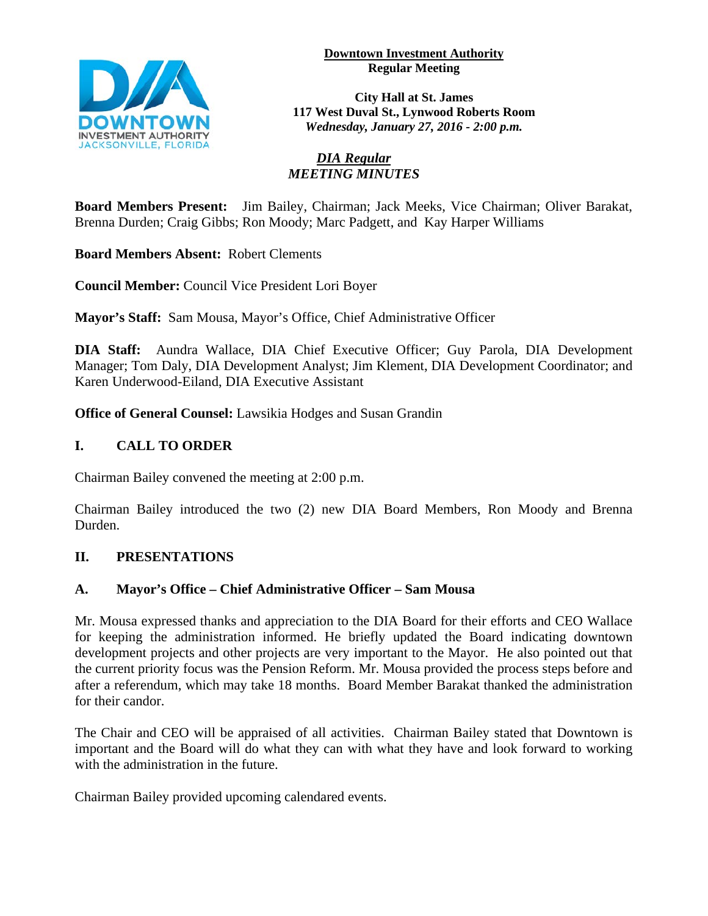**Downtown Investment Authority**
**Regular Meeting**

**City Hall at St. James**
**117 West Duval St., Lynwood Roberts Room**
***Wednesday, January 27, 2016 - 2:00 p.m.***

***DIA Regular***
***MEETING MINUTES***

**Board Members Present:** Jim Bailey, Chairman; Jack Meeks, Vice Chairman; Oliver Barakat, Brenna Durden; Craig Gibbs; Ron Moody; Marc Padgett, and Kay Harper Williams

**Board Members Absent:** Robert Clements

**Council Member:** Council Vice President Lori Boyer

**Mayor's Staff:** Sam Mousa, Mayor's Office, Chief Administrative Officer

**DIA Staff:** Aundra Wallace, DIA Chief Executive Officer; Guy Parola, DIA Development Manager; Tom Daly, DIA Development Analyst; Jim Klement, DIA Development Coordinator; and Karen Underwood-Eiland, DIA Executive Assistant

**Office of General Counsel:** Lawsikia Hodges and Susan Grandin

## I. CALL TO ORDER

Chairman Bailey convened the meeting at 2:00 p.m.

Chairman Bailey introduced the two (2) new DIA Board Members, Ron Moody and Brenna Durden.

## II. PRESENTATIONS

### A. Mayor's Office – Chief Administrative Officer – Sam Mousa

Mr. Mousa expressed thanks and appreciation to the DIA Board for their efforts and CEO Wallace for keeping the administration informed. He briefly updated the Board indicating downtown development projects and other projects are very important to the Mayor. He also pointed out that the current priority focus was the Pension Reform. Mr. Mousa provided the process steps before and after a referendum, which may take 18 months. Board Member Barakat thanked the administration for their candor.

The Chair and CEO will be appraised of all activities. Chairman Bailey stated that Downtown is important and the Board will do what they can with what they have and look forward to working with the administration in the future.

Chairman Bailey provided upcoming calendared events.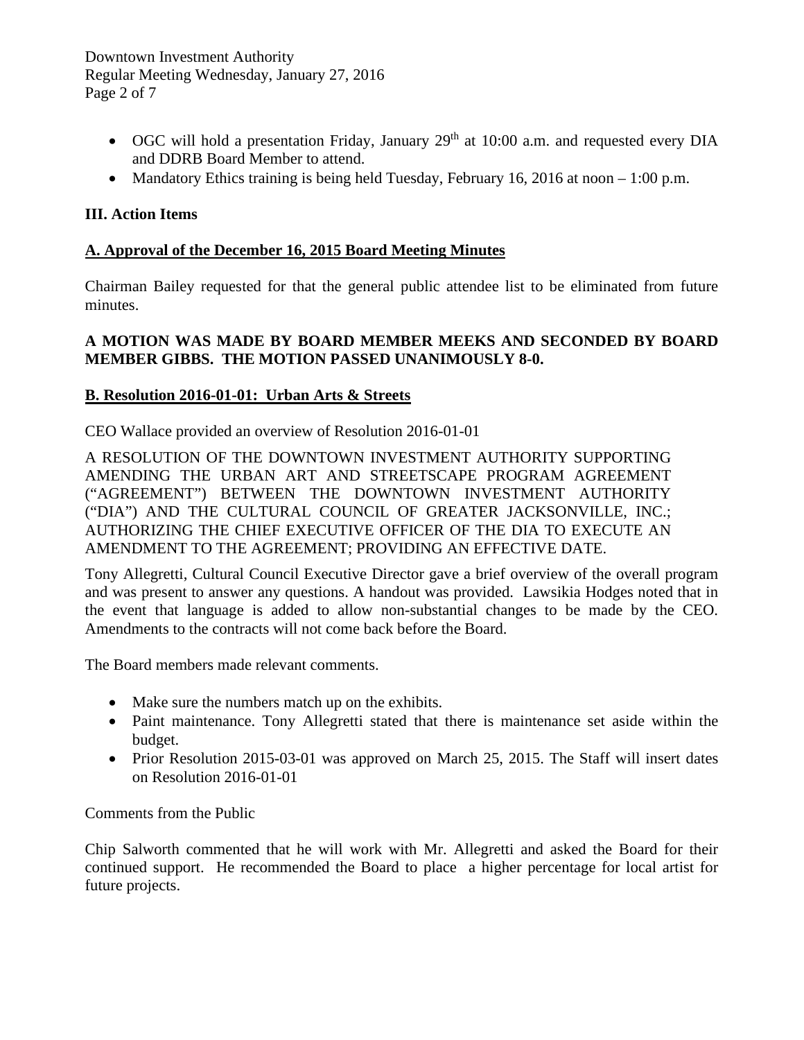- OGC will hold a presentation Friday, January 29th at 10:00 a.m. and requested every DIA and DDRB Board Member to attend.
- Mandatory Ethics training is being held Tuesday, February 16, 2016 at noon – 1:00 p.m.

## III. Action Items

### A. Approval of the December 16, 2015 Board Meeting Minutes

Chairman Bailey requested for that the general public attendee list to be eliminated from future minutes.

**A MOTION WAS MADE BY BOARD MEMBER MEEKS AND SECONDED BY BOARD MEMBER GIBBS. THE MOTION PASSED UNANIMOUSLY 8-0.**

### B. Resolution 2016-01-01: Urban Arts & Streets

CEO Wallace provided an overview of Resolution 2016-01-01

A RESOLUTION OF THE DOWNTOWN INVESTMENT AUTHORITY SUPPORTING AMENDING THE URBAN ART AND STREETSCAPE PROGRAM AGREEMENT ("AGREEMENT") BETWEEN THE DOWNTOWN INVESTMENT AUTHORITY ("DIA") AND THE CULTURAL COUNCIL OF GREATER JACKSONVILLE, INC.; AUTHORIZING THE CHIEF EXECUTIVE OFFICER OF THE DIA TO EXECUTE AN AMENDMENT TO THE AGREEMENT; PROVIDING AN EFFECTIVE DATE.

Tony Allegretti, Cultural Council Executive Director gave a brief overview of the overall program and was present to answer any questions. A handout was provided. Lawsikia Hodges noted that in the event that language is added to allow non-substantial changes to be made by the CEO. Amendments to the contracts will not come back before the Board.

The Board members made relevant comments.

- Make sure the numbers match up on the exhibits.
- Paint maintenance. Tony Allegretti stated that there is maintenance set aside within the budget.
- Prior Resolution 2015-03-01 was approved on March 25, 2015. The Staff will insert dates on Resolution 2016-01-01

Comments from the Public

Chip Salworth commented that he will work with Mr. Allegretti and asked the Board for their continued support. He recommended the Board to place a higher percentage for local artist for future projects.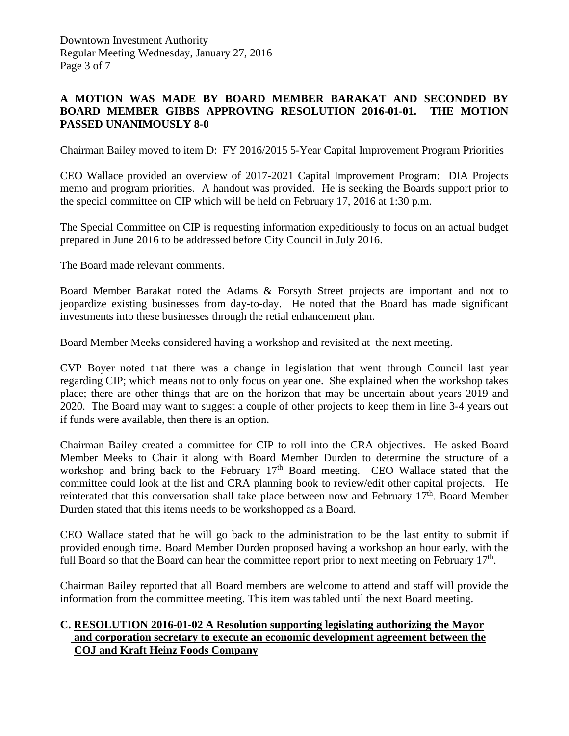**A MOTION WAS MADE BY BOARD MEMBER BARAKAT AND SECONDED BY BOARD MEMBER GIBBS APPROVING RESOLUTION 2016-01-01. THE MOTION PASSED UNANIMOUSLY 8-0**

Chairman Bailey moved to item D: FY 2016/2015 5-Year Capital Improvement Program Priorities

CEO Wallace provided an overview of 2017-2021 Capital Improvement Program: DIA Projects memo and program priorities. A handout was provided. He is seeking the Boards support prior to the special committee on CIP which will be held on February 17, 2016 at 1:30 p.m.

The Special Committee on CIP is requesting information expeditiously to focus on an actual budget prepared in June 2016 to be addressed before City Council in July 2016.

The Board made relevant comments.

Board Member Barakat noted the Adams & Forsyth Street projects are important and not to jeopardize existing businesses from day-to-day. He noted that the Board has made significant investments into these businesses through the retial enhancement plan.

Board Member Meeks considered having a workshop and revisited at the next meeting.

CVP Boyer noted that there was a change in legislation that went through Council last year regarding CIP; which means not to only focus on year one. She explained when the workshop takes place; there are other things that are on the horizon that may be uncertain about years 2019 and 2020. The Board may want to suggest a couple of other projects to keep them in line 3-4 years out if funds were available, then there is an option.

Chairman Bailey created a committee for CIP to roll into the CRA objectives. He asked Board Member Meeks to Chair it along with Board Member Durden to determine the structure of a workshop and bring back to the February 17th Board meeting. CEO Wallace stated that the committee could look at the list and CRA planning book to review/edit other capital projects. He reinterated that this conversation shall take place between now and February 17th. Board Member Durden stated that this items needs to be workshopped as a Board.

CEO Wallace stated that he will go back to the administration to be the last entity to submit if provided enough time. Board Member Durden proposed having a workshop an hour early, with the full Board so that the Board can hear the committee report prior to next meeting on February 17th.

Chairman Bailey reported that all Board members are welcome to attend and staff will provide the information from the committee meeting. This item was tabled until the next Board meeting.

**C. RESOLUTION 2016-01-02 A Resolution supporting legislating authorizing the Mayor and corporation secretary to execute an economic development agreement between the COJ and Kraft Heinz Foods Company**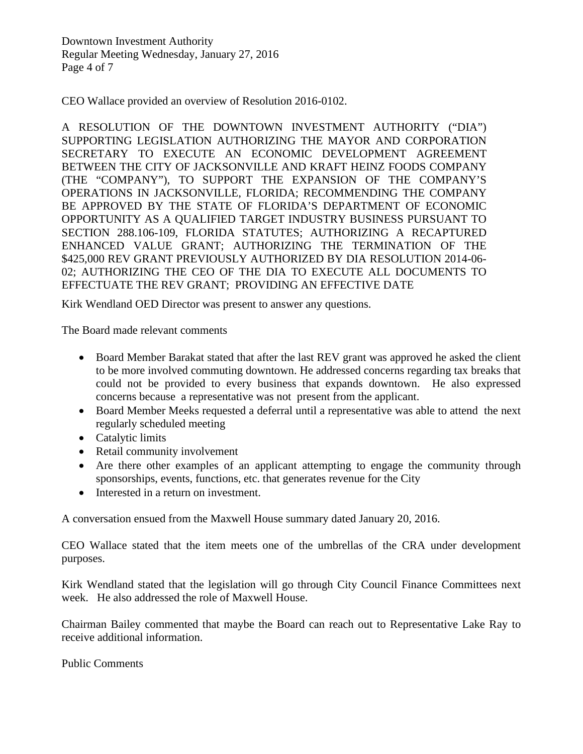CEO Wallace provided an overview of Resolution 2016-0102.

A RESOLUTION OF THE DOWNTOWN INVESTMENT AUTHORITY ("DIA") SUPPORTING LEGISLATION AUTHORIZING THE MAYOR AND CORPORATION SECRETARY TO EXECUTE AN ECONOMIC DEVELOPMENT AGREEMENT BETWEEN THE CITY OF JACKSONVILLE AND KRAFT HEINZ FOODS COMPANY (THE "COMPANY"), TO SUPPORT THE EXPANSION OF THE COMPANY'S OPERATIONS IN JACKSONVILLE, FLORIDA; RECOMMENDING THE COMPANY BE APPROVED BY THE STATE OF FLORIDA'S DEPARTMENT OF ECONOMIC OPPORTUNITY AS A QUALIFIED TARGET INDUSTRY BUSINESS PURSUANT TO SECTION 288.106-109, FLORIDA STATUTES; AUTHORIZING A RECAPTURED ENHANCED VALUE GRANT; AUTHORIZING THE TERMINATION OF THE $425,000 REV GRANT PREVIOUSLY AUTHORIZED BY DIA RESOLUTION 2014-06-02; AUTHORIZING THE CEO OF THE DIA TO EXECUTE ALL DOCUMENTS TO EFFECTUATE THE REV GRANT; PROVIDING AN EFFECTIVE DATE

Kirk Wendland OED Director was present to answer any questions.

The Board made relevant comments

- Board Member Barakat stated that after the last REV grant was approved he asked the client to be more involved commuting downtown. He addressed concerns regarding tax breaks that could not be provided to every business that expands downtown. He also expressed concerns because a representative was not present from the applicant.
- Board Member Meeks requested a deferral until a representative was able to attend the next regularly scheduled meeting
- Catalytic limits
- Retail community involvement
- Are there other examples of an applicant attempting to engage the community through sponsorships, events, functions, etc. that generates revenue for the City
- Interested in a return on investment.

A conversation ensued from the Maxwell House summary dated January 20, 2016.

CEO Wallace stated that the item meets one of the umbrellas of the CRA under development purposes.

Kirk Wendland stated that the legislation will go through City Council Finance Committees next week. He also addressed the role of Maxwell House.

Chairman Bailey commented that maybe the Board can reach out to Representative Lake Ray to receive additional information.

Public Comments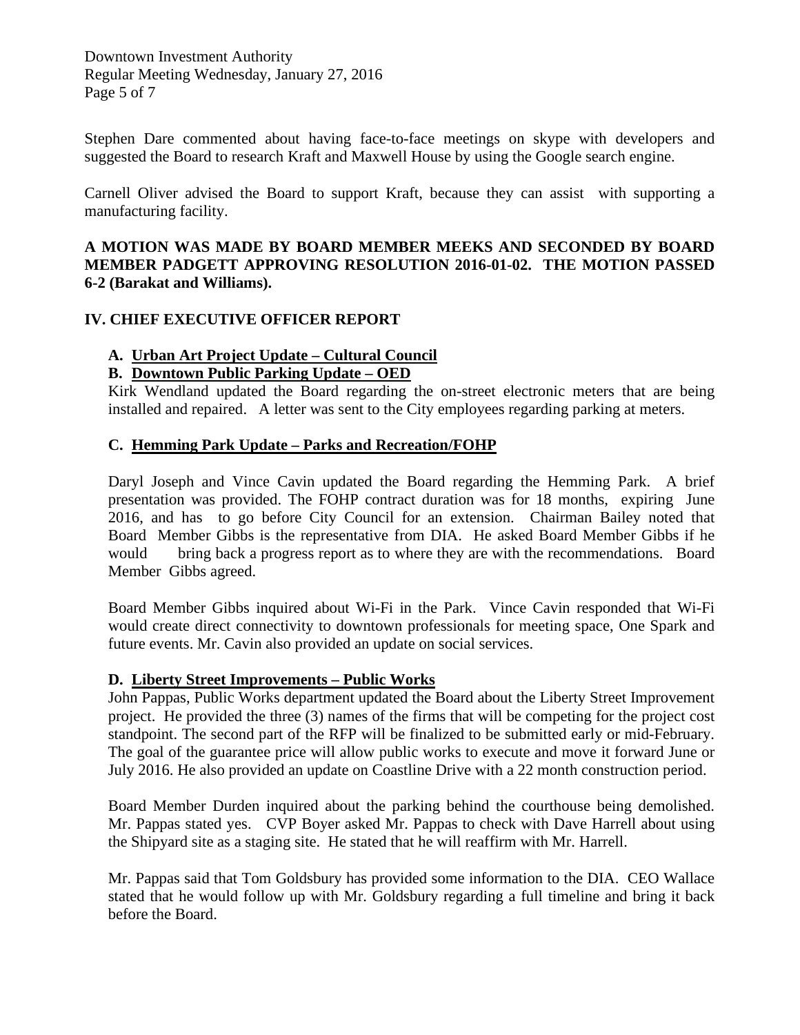Stephen Dare commented about having face-to-face meetings on skype with developers and suggested the Board to research Kraft and Maxwell House by using the Google search engine.

Carnell Oliver advised the Board to support Kraft, because they can assist with supporting a manufacturing facility.

**A MOTION WAS MADE BY BOARD MEMBER MEEKS AND SECONDED BY BOARD MEMBER PADGETT APPROVING RESOLUTION 2016-01-02. THE MOTION PASSED 6-2 (Barakat and Williams).**

## IV. CHIEF EXECUTIVE OFFICER REPORT

### A. Urban Art Project Update – Cultural Council

### B. Downtown Public Parking Update – OED

Kirk Wendland updated the Board regarding the on-street electronic meters that are being installed and repaired. A letter was sent to the City employees regarding parking at meters.

### C. Hemming Park Update – Parks and Recreation/FOHP

Daryl Joseph and Vince Cavin updated the Board regarding the Hemming Park. A brief presentation was provided. The FOHP contract duration was for 18 months, expiring June 2016, and has to go before City Council for an extension. Chairman Bailey noted that Board Member Gibbs is the representative from DIA. He asked Board Member Gibbs if he would bring back a progress report as to where they are with the recommendations. Board Member Gibbs agreed.

Board Member Gibbs inquired about Wi-Fi in the Park. Vince Cavin responded that Wi-Fi would create direct connectivity to downtown professionals for meeting space, One Spark and future events. Mr. Cavin also provided an update on social services.

### D. Liberty Street Improvements – Public Works

John Pappas, Public Works department updated the Board about the Liberty Street Improvement project. He provided the three (3) names of the firms that will be competing for the project cost standpoint. The second part of the RFP will be finalized to be submitted early or mid-February. The goal of the guarantee price will allow public works to execute and move it forward June or July 2016. He also provided an update on Coastline Drive with a 22 month construction period.

Board Member Durden inquired about the parking behind the courthouse being demolished. Mr. Pappas stated yes. CVP Boyer asked Mr. Pappas to check with Dave Harrell about using the Shipyard site as a staging site. He stated that he will reaffirm with Mr. Harrell.

Mr. Pappas said that Tom Goldsbury has provided some information to the DIA. CEO Wallace stated that he would follow up with Mr. Goldsbury regarding a full timeline and bring it back before the Board.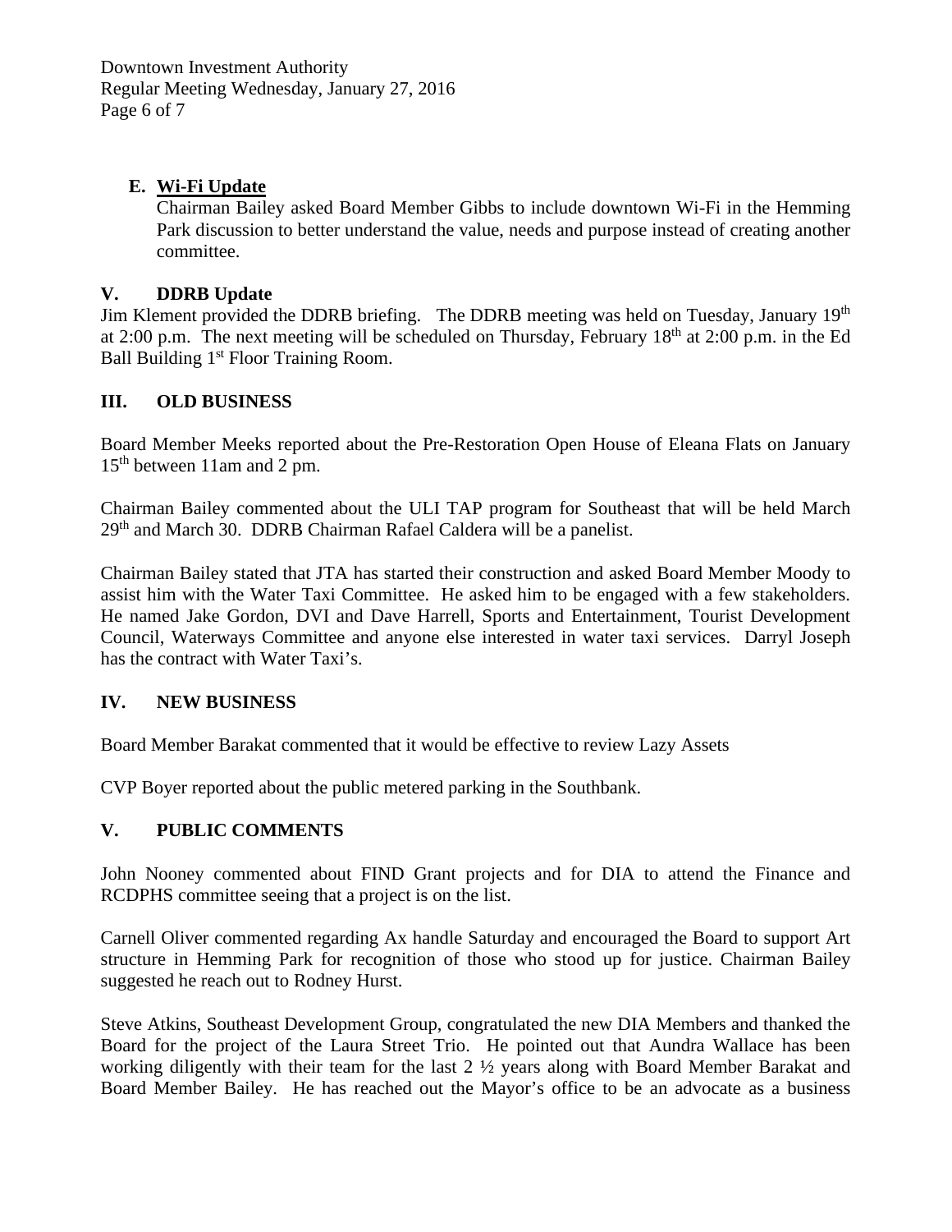**E. Wi-Fi Update**

Chairman Bailey asked Board Member Gibbs to include downtown Wi-Fi in the Hemming Park discussion to better understand the value, needs and purpose instead of creating another committee.

## V. DDRB Update

Jim Klement provided the DDRB briefing. The DDRB meeting was held on Tuesday, January 19th at 2:00 p.m. The next meeting will be scheduled on Thursday, February 18th at 2:00 p.m. in the Ed Ball Building 1st Floor Training Room.

## III. OLD BUSINESS

Board Member Meeks reported about the Pre-Restoration Open House of Eleana Flats on January 15th between 11am and 2 pm.

Chairman Bailey commented about the ULI TAP program for Southeast that will be held March 29th and March 30. DDRB Chairman Rafael Caldera will be a panelist.

Chairman Bailey stated that JTA has started their construction and asked Board Member Moody to assist him with the Water Taxi Committee. He asked him to be engaged with a few stakeholders. He named Jake Gordon, DVI and Dave Harrell, Sports and Entertainment, Tourist Development Council, Waterways Committee and anyone else interested in water taxi services. Darryl Joseph has the contract with Water Taxi's.

## IV. NEW BUSINESS

Board Member Barakat commented that it would be effective to review Lazy Assets

CVP Boyer reported about the public metered parking in the Southbank.

## V. PUBLIC COMMENTS

John Nooney commented about FIND Grant projects and for DIA to attend the Finance and RCDPHS committee seeing that a project is on the list.

Carnell Oliver commented regarding Ax handle Saturday and encouraged the Board to support Art structure in Hemming Park for recognition of those who stood up for justice. Chairman Bailey suggested he reach out to Rodney Hurst.

Steve Atkins, Southeast Development Group, congratulated the new DIA Members and thanked the Board for the project of the Laura Street Trio. He pointed out that Aundra Wallace has been working diligently with their team for the last 2 ½ years along with Board Member Barakat and Board Member Bailey. He has reached out the Mayor's office to be an advocate as a business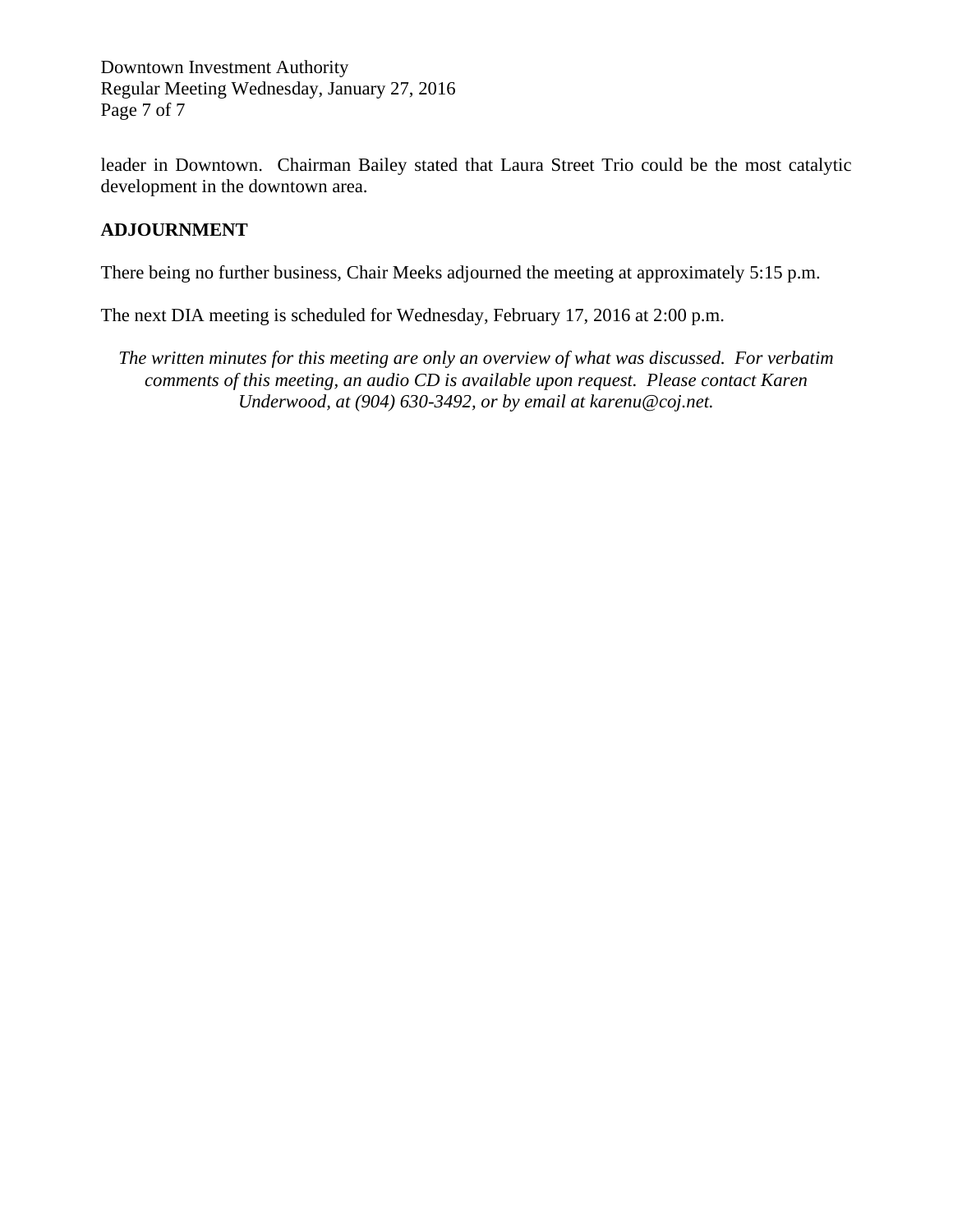leader in Downtown. Chairman Bailey stated that Laura Street Trio could be the most catalytic development in the downtown area.

**ADJOURNMENT**

There being no further business, Chair Meeks adjourned the meeting at approximately 5:15 p.m.

The next DIA meeting is scheduled for Wednesday, February 17, 2016 at 2:00 p.m.

*The written minutes for this meeting are only an overview of what was discussed. For verbatim comments of this meeting, an audio CD is available upon request. Please contact Karen Underwood, at (904) 630-3492, or by email at karenu@coj.net.*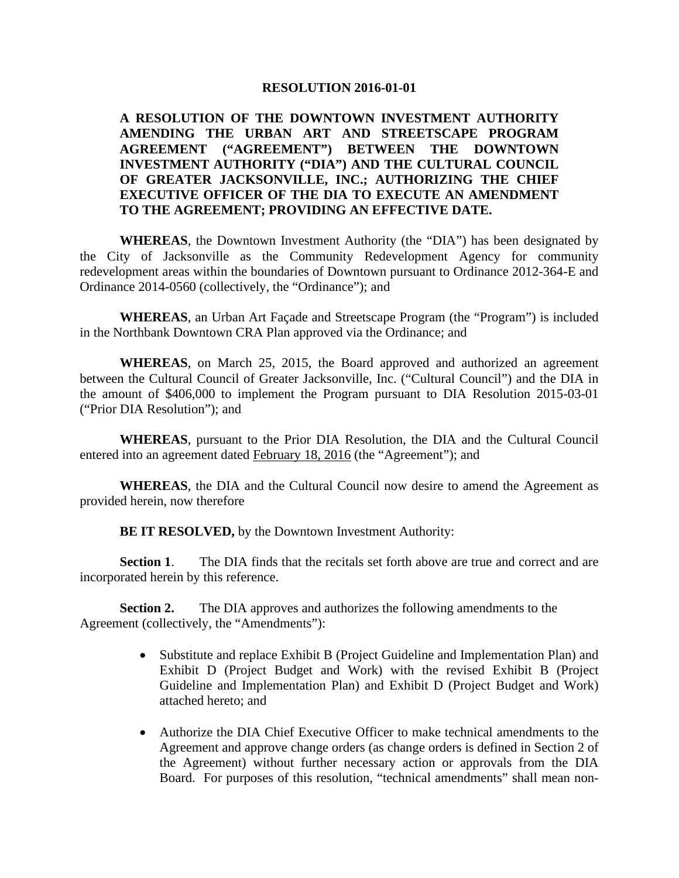# RESOLUTION 2016-01-01

**A RESOLUTION OF THE DOWNTOWN INVESTMENT AUTHORITY AMENDING THE URBAN ART AND STREETSCAPE PROGRAM AGREEMENT ("AGREEMENT") BETWEEN THE DOWNTOWN INVESTMENT AUTHORITY ("DIA") AND THE CULTURAL COUNCIL OF GREATER JACKSONVILLE, INC.; AUTHORIZING THE CHIEF EXECUTIVE OFFICER OF THE DIA TO EXECUTE AN AMENDMENT TO THE AGREEMENT; PROVIDING AN EFFECTIVE DATE.**

**WHEREAS**, the Downtown Investment Authority (the "DIA") has been designated by the City of Jacksonville as the Community Redevelopment Agency for community redevelopment areas within the boundaries of Downtown pursuant to Ordinance 2012-364-E and Ordinance 2014-0560 (collectively, the "Ordinance"); and

**WHEREAS**, an Urban Art Façade and Streetscape Program (the "Program") is included in the Northbank Downtown CRA Plan approved via the Ordinance; and

**WHEREAS**, on March 25, 2015, the Board approved and authorized an agreement between the Cultural Council of Greater Jacksonville, Inc. ("Cultural Council") and the DIA in the amount of $406,000 to implement the Program pursuant to DIA Resolution 2015-03-01 ("Prior DIA Resolution"); and

**WHEREAS**, pursuant to the Prior DIA Resolution, the DIA and the Cultural Council entered into an agreement dated February 18, 2016 (the "Agreement"); and

**WHEREAS**, the DIA and the Cultural Council now desire to amend the Agreement as provided herein, now therefore

**BE IT RESOLVED,** by the Downtown Investment Authority:

**Section 1**. The DIA finds that the recitals set forth above are true and correct and are incorporated herein by this reference.

**Section 2.** The DIA approves and authorizes the following amendments to the Agreement (collectively, the "Amendments"):

- Substitute and replace Exhibit B (Project Guideline and Implementation Plan) and Exhibit D (Project Budget and Work) with the revised Exhibit B (Project Guideline and Implementation Plan) and Exhibit D (Project Budget and Work) attached hereto; and

- Authorize the DIA Chief Executive Officer to make technical amendments to the Agreement and approve change orders (as change orders is defined in Section 2 of the Agreement) without further necessary action or approvals from the DIA Board. For purposes of this resolution, "technical amendments" shall mean non-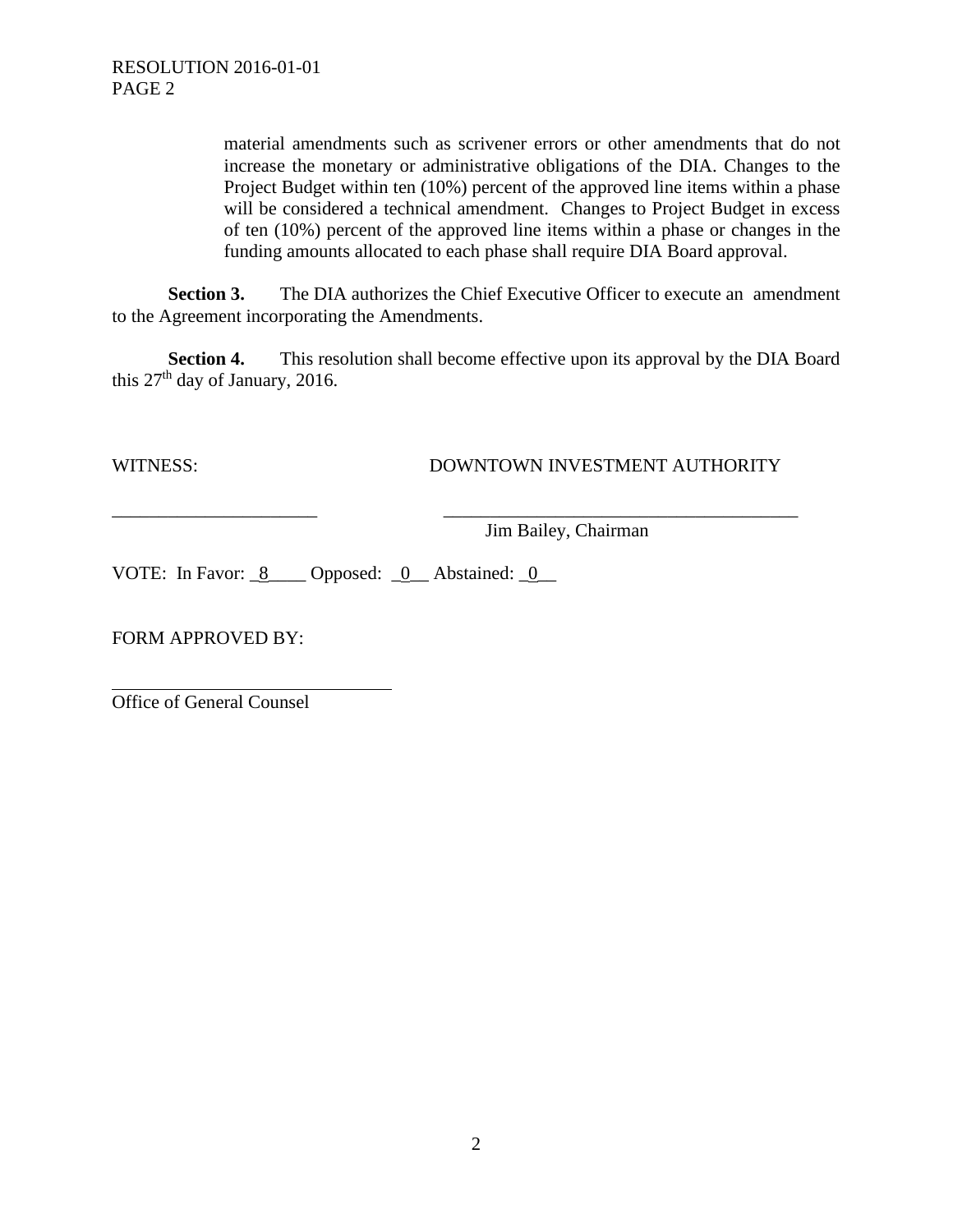material amendments such as scrivener errors or other amendments that do not increase the monetary or administrative obligations of the DIA. Changes to the Project Budget within ten (10%) percent of the approved line items within a phase will be considered a technical amendment. Changes to Project Budget in excess of ten (10%) percent of the approved line items within a phase or changes in the funding amounts allocated to each phase shall require DIA Board approval.

**Section 3.** The DIA authorizes the Chief Executive Officer to execute an amendment to the Agreement incorporating the Amendments.

**Section 4.** This resolution shall become effective upon its approval by the DIA Board this 27th day of January, 2016.

WITNESS: DOWNTOWN INVESTMENT AUTHORITY

______________________ ______________________________________
Jim Bailey, Chairman

VOTE: In Favor: _8____ Opposed: _0__ Abstained: _0__

FORM APPROVED BY:

______________________________
Office of General Counsel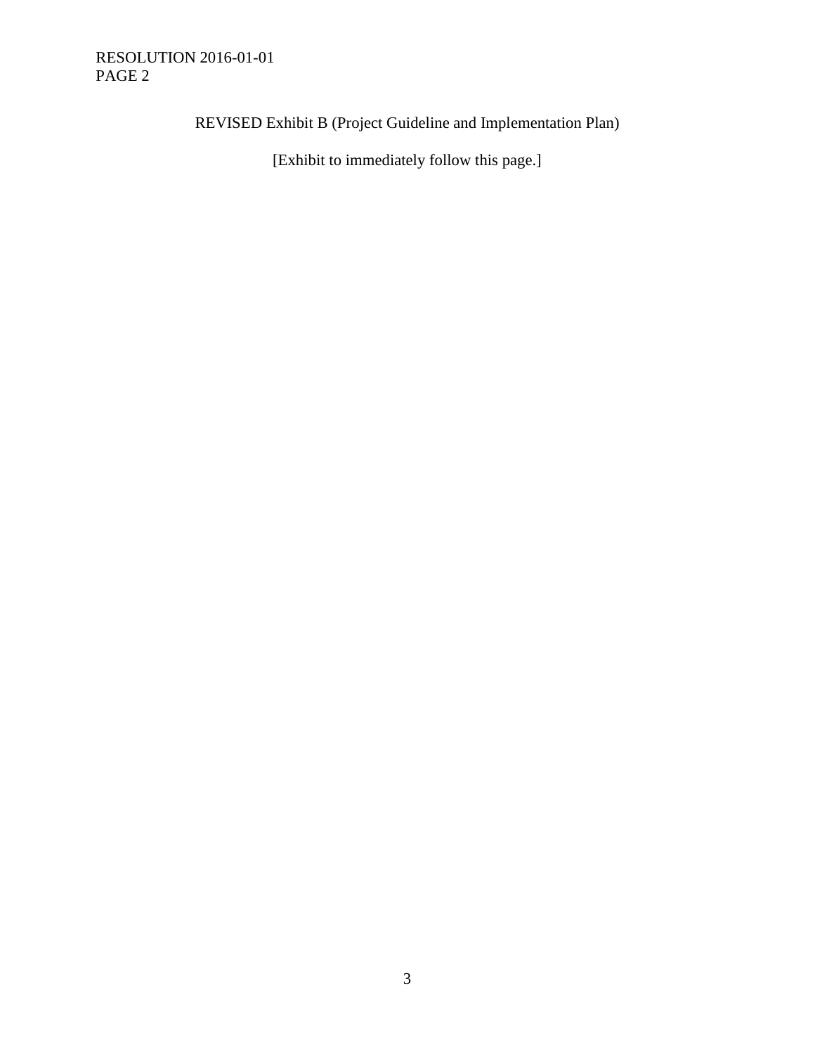REVISED Exhibit B (Project Guideline and Implementation Plan)

[Exhibit to immediately follow this page.]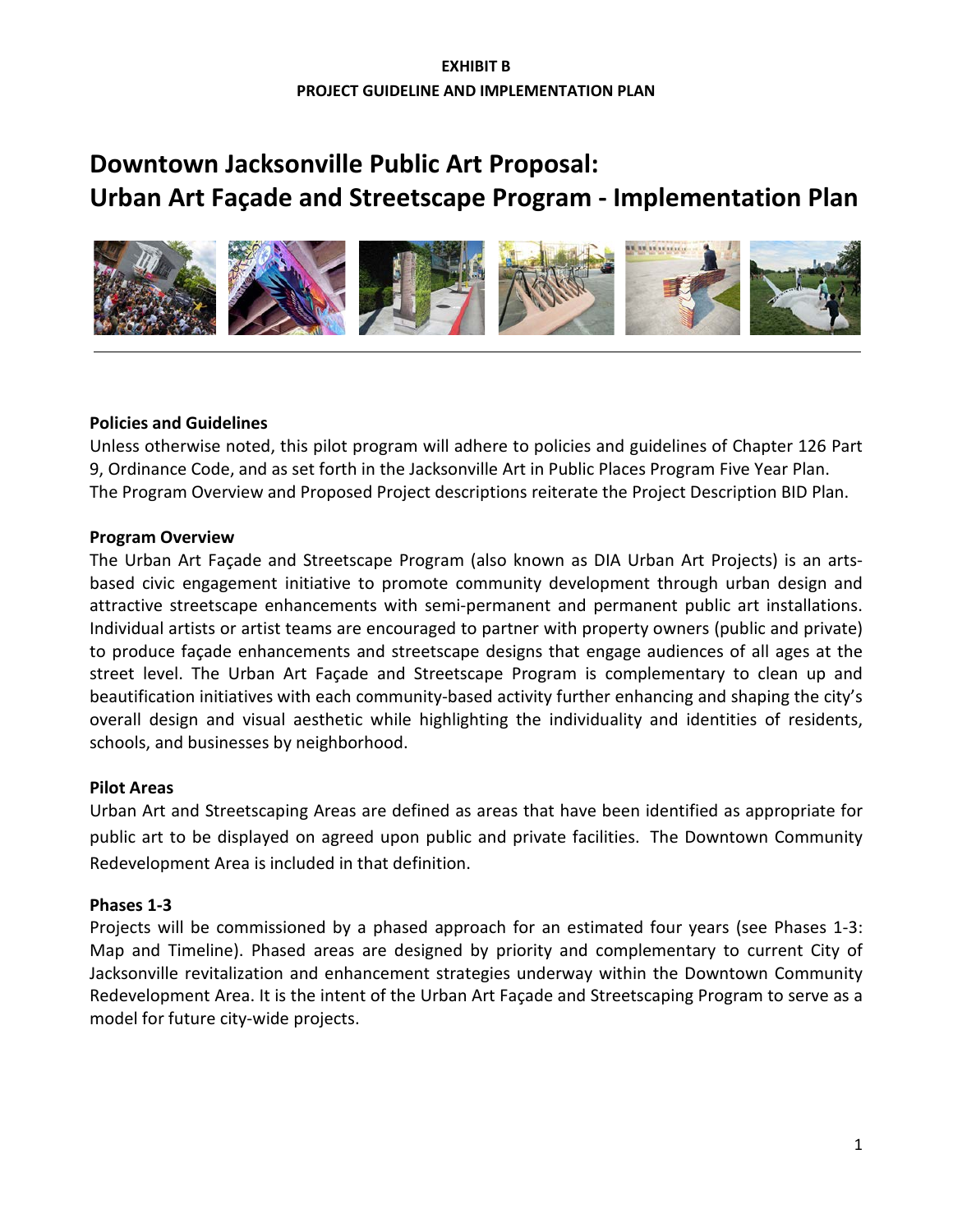**EXHIBIT B**

**PROJECT GUIDELINE AND IMPLEMENTATION PLAN**

# Downtown Jacksonville Public Art Proposal: Urban Art Façade and Streetscape Program - Implementation Plan

## Policies and Guidelines

Unless otherwise noted, this pilot program will adhere to policies and guidelines of Chapter 126 Part 9, Ordinance Code, and as set forth in the Jacksonville Art in Public Places Program Five Year Plan. The Program Overview and Proposed Project descriptions reiterate the Project Description BID Plan.

## Program Overview

The Urban Art Façade and Streetscape Program (also known as DIA Urban Art Projects) is an arts-based civic engagement initiative to promote community development through urban design and attractive streetscape enhancements with semi-permanent and permanent public art installations. Individual artists or artist teams are encouraged to partner with property owners (public and private) to produce façade enhancements and streetscape designs that engage audiences of all ages at the street level. The Urban Art Façade and Streetscape Program is complementary to clean up and beautification initiatives with each community-based activity further enhancing and shaping the city's overall design and visual aesthetic while highlighting the individuality and identities of residents, schools, and businesses by neighborhood.

## Pilot Areas

Urban Art and Streetscaping Areas are defined as areas that have been identified as appropriate for public art to be displayed on agreed upon public and private facilities. The Downtown Community Redevelopment Area is included in that definition.

## Phases 1-3

Projects will be commissioned by a phased approach for an estimated four years (see Phases 1-3: Map and Timeline). Phased areas are designed by priority and complementary to current City of Jacksonville revitalization and enhancement strategies underway within the Downtown Community Redevelopment Area. It is the intent of the Urban Art Façade and Streetscaping Program to serve as a model for future city-wide projects.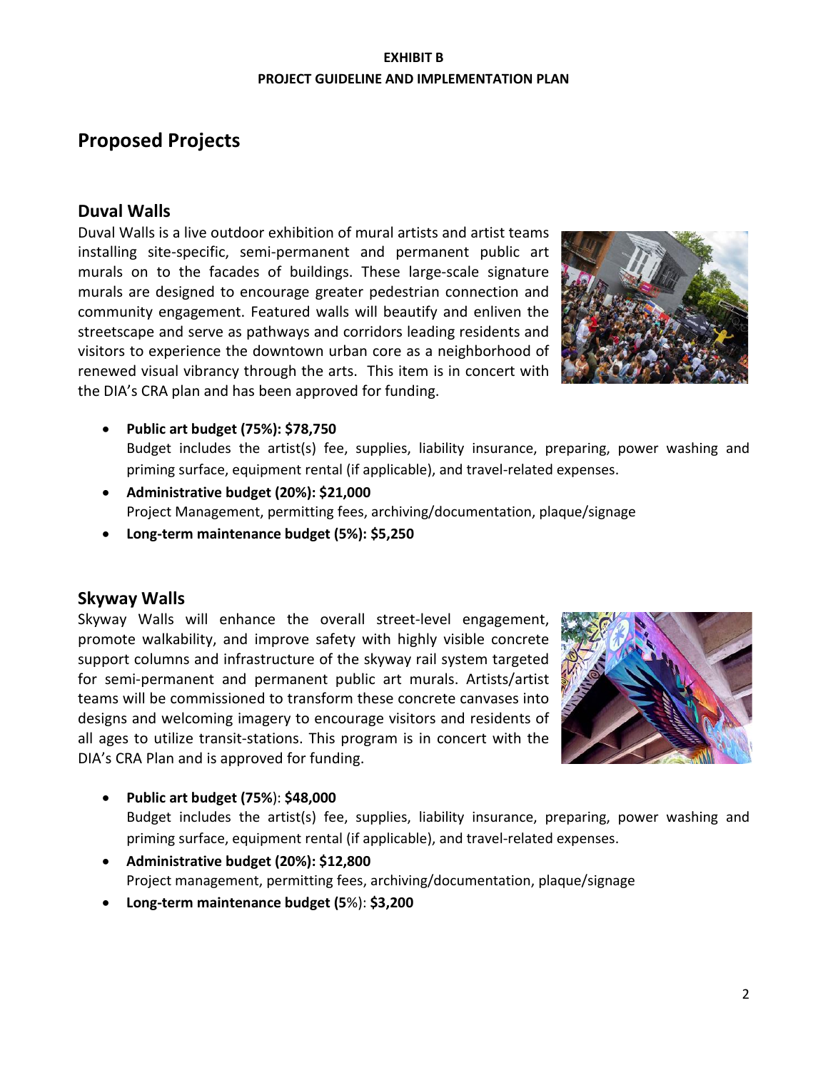**EXHIBIT B**
**PROJECT GUIDELINE AND IMPLEMENTATION PLAN**

# Proposed Projects

## Duval Walls

Duval Walls is a live outdoor exhibition of mural artists and artist teams installing site-specific, semi-permanent and permanent public art murals on to the facades of buildings. These large-scale signature murals are designed to encourage greater pedestrian connection and community engagement. Featured walls will beautify and enliven the streetscape and serve as pathways and corridors leading residents and visitors to experience the downtown urban core as a neighborhood of renewed visual vibrancy through the arts. This item is in concert with the DIA's CRA plan and has been approved for funding.

- **Public art budget (75%): $78,750**
  Budget includes the artist(s) fee, supplies, liability insurance, preparing, power washing and priming surface, equipment rental (if applicable), and travel-related expenses.
- **Administrative budget (20%): $21,000**
  Project Management, permitting fees, archiving/documentation, plaque/signage
- **Long-term maintenance budget (5%): $5,250**

## Skyway Walls

Skyway Walls will enhance the overall street-level engagement, promote walkability, and improve safety with highly visible concrete support columns and infrastructure of the skyway rail system targeted for semi-permanent and permanent public art murals. Artists/artist teams will be commissioned to transform these concrete canvases into designs and welcoming imagery to encourage visitors and residents of all ages to utilize transit-stations. This program is in concert with the DIA's CRA Plan and is approved for funding.

- **Public art budget (75%)**: **$48,000**
  Budget includes the artist(s) fee, supplies, liability insurance, preparing, power washing and priming surface, equipment rental (if applicable), and travel-related expenses.
- **Administrative budget (20%): $12,800**
  Project management, permitting fees, archiving/documentation, plaque/signage
- **Long-term maintenance budget (5%)**: **$3,200**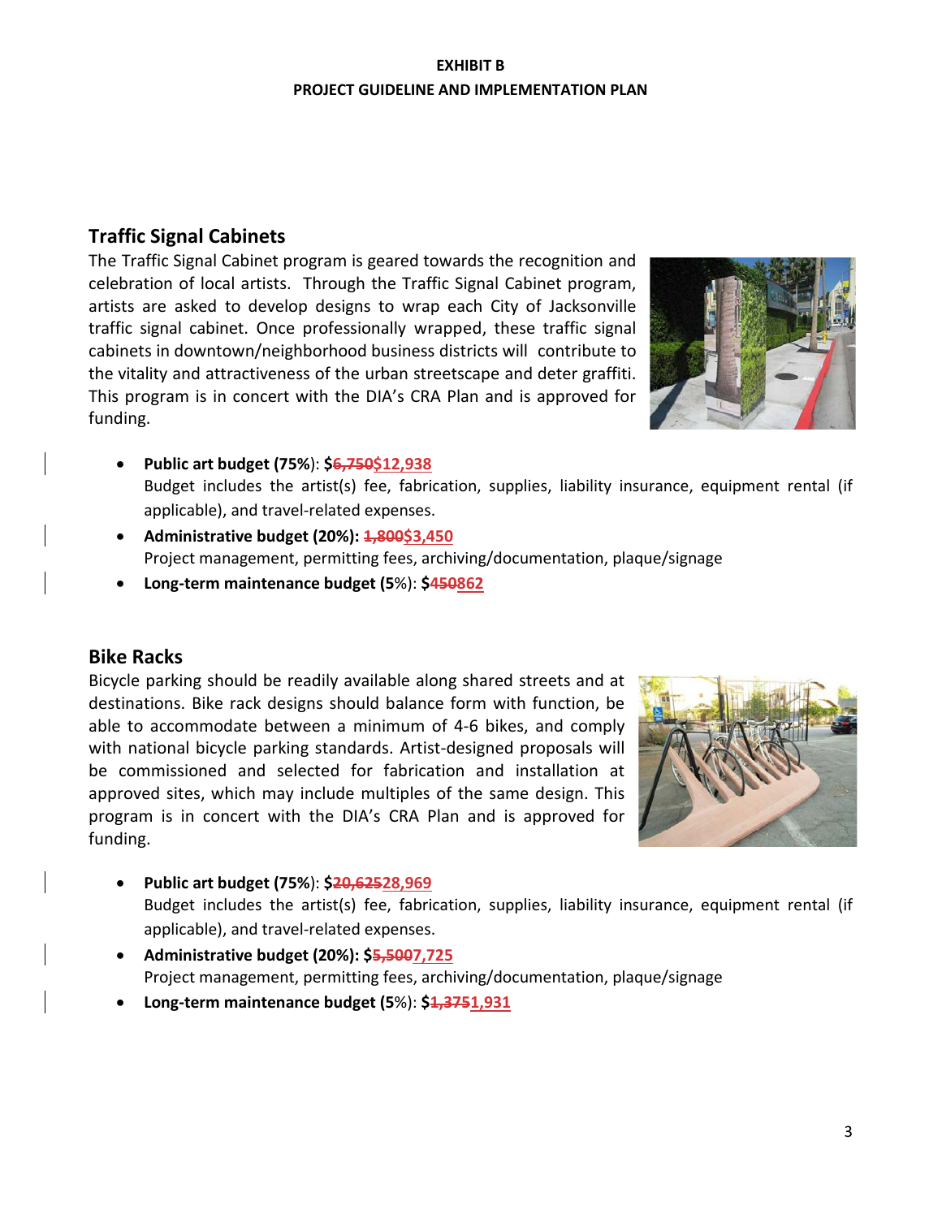**EXHIBIT B**

**PROJECT GUIDELINE AND IMPLEMENTATION PLAN**

## Traffic Signal Cabinets

The Traffic Signal Cabinet program is geared towards the recognition and celebration of local artists. Through the Traffic Signal Cabinet program, artists are asked to develop designs to wrap each City of Jacksonville traffic signal cabinet. Once professionally wrapped, these traffic signal cabinets in downtown/neighborhood business districts will contribute to the vitality and attractiveness of the urban streetscape and deter graffiti. This program is in concert with the DIA's CRA Plan and is approved for funding.

- **Public art budget (75%): $~~6,750~~$12,938**
  Budget includes the artist(s) fee, fabrication, supplies, liability insurance, equipment rental (if applicable), and travel-related expenses.
- **Administrative budget (20%): ~~1,800~~$3,450**
  Project management, permitting fees, archiving/documentation, plaque/signage
- **Long-term maintenance budget (5%): $~~450~~862**

## Bike Racks

Bicycle parking should be readily available along shared streets and at destinations. Bike rack designs should balance form with function, be able to accommodate between a minimum of 4-6 bikes, and comply with national bicycle parking standards. Artist-designed proposals will be commissioned and selected for fabrication and installation at approved sites, which may include multiples of the same design. This program is in concert with the DIA's CRA Plan and is approved for funding.

- **Public art budget (75%): $~~20,625~~28,969**
  Budget includes the artist(s) fee, fabrication, supplies, liability insurance, equipment rental (if applicable), and travel-related expenses.
- **Administrative budget (20%): $~~5,500~~7,725**
  Project management, permitting fees, archiving/documentation, plaque/signage
- **Long-term maintenance budget (5%): $~~1,375~~1,931**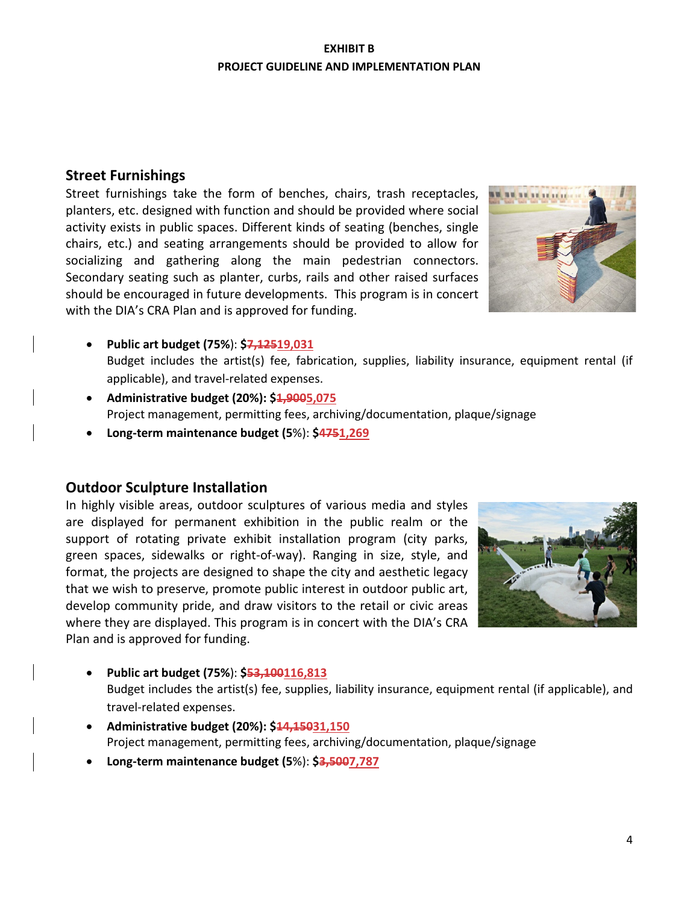**EXHIBIT B**
**PROJECT GUIDELINE AND IMPLEMENTATION PLAN**

## Street Furnishings

Street furnishings take the form of benches, chairs, trash receptacles, planters, etc. designed with function and should be provided where social activity exists in public spaces. Different kinds of seating (benches, single chairs, etc.) and seating arrangements should be provided to allow for socializing and gathering along the main pedestrian connectors. Secondary seating such as planter, curbs, rails and other raised surfaces should be encouraged in future developments. This program is in concert with the DIA's CRA Plan and is approved for funding.

- **Public art budget (75%**): **$~~7,125~~19,031**
  Budget includes the artist(s) fee, fabrication, supplies, liability insurance, equipment rental (if applicable), and travel-related expenses.
- **Administrative budget (20%): $~~1,900~~5,075**
  Project management, permitting fees, archiving/documentation, plaque/signage
- **Long-term maintenance budget (5**%): **$~~475~~1,269**

## Outdoor Sculpture Installation

In highly visible areas, outdoor sculptures of various media and styles are displayed for permanent exhibition in the public realm or the support of rotating private exhibit installation program (city parks, green spaces, sidewalks or right-of-way). Ranging in size, style, and format, the projects are designed to shape the city and aesthetic legacy that we wish to preserve, promote public interest in outdoor public art, develop community pride, and draw visitors to the retail or civic areas where they are displayed. This program is in concert with the DIA's CRA Plan and is approved for funding.

- **Public art budget (75%**): **$~~53,100~~116,813**
  Budget includes the artist(s) fee, supplies, liability insurance, equipment rental (if applicable), and travel-related expenses.
- **Administrative budget (20%): $~~14,150~~31,150**
  Project management, permitting fees, archiving/documentation, plaque/signage
- **Long-term maintenance budget (5**%): **$~~3,500~~7,787**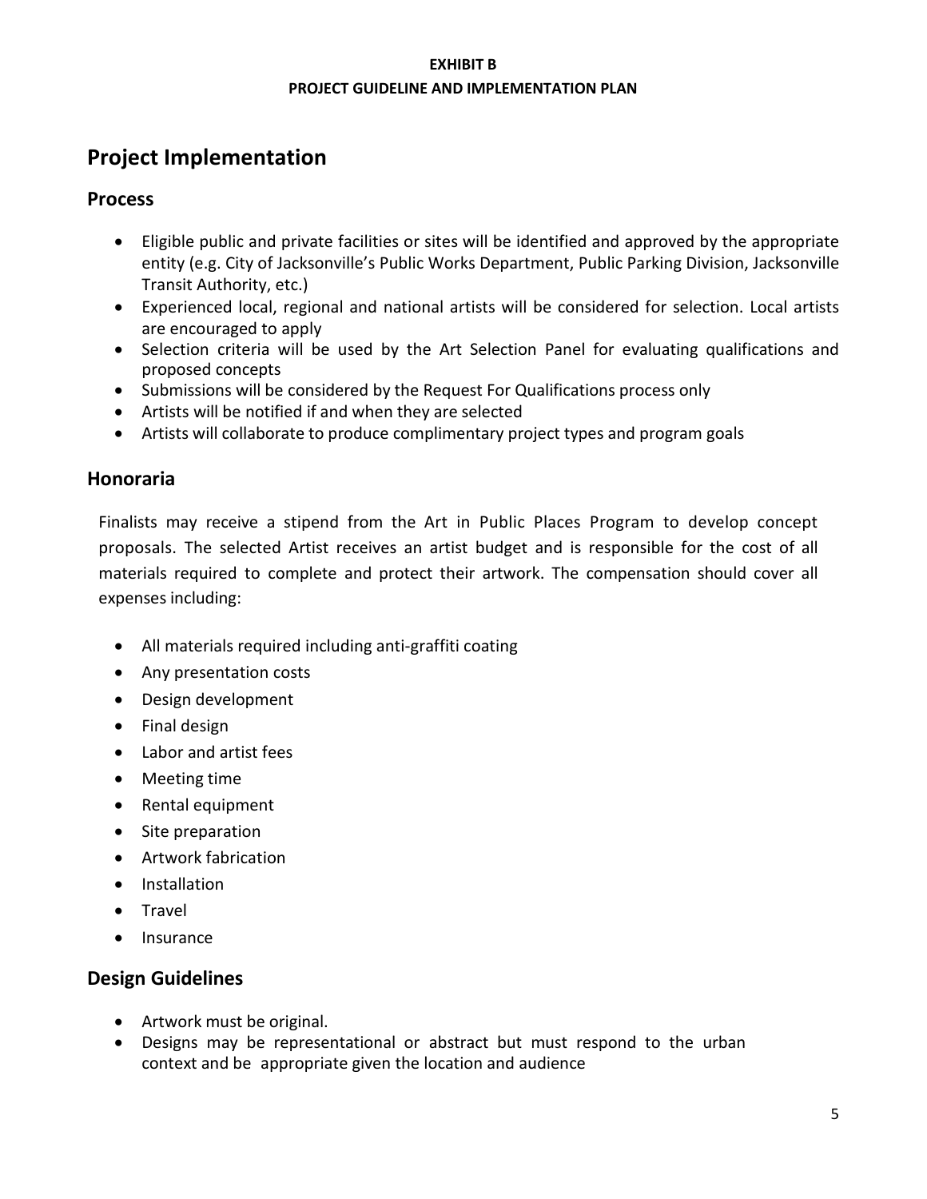**EXHIBIT B**

**PROJECT GUIDELINE AND IMPLEMENTATION PLAN**

# Project Implementation

## Process

- Eligible public and private facilities or sites will be identified and approved by the appropriate entity (e.g. City of Jacksonville's Public Works Department, Public Parking Division, Jacksonville Transit Authority, etc.)
- Experienced local, regional and national artists will be considered for selection. Local artists are encouraged to apply
- Selection criteria will be used by the Art Selection Panel for evaluating qualifications and proposed concepts
- Submissions will be considered by the Request For Qualifications process only
- Artists will be notified if and when they are selected
- Artists will collaborate to produce complimentary project types and program goals

## Honoraria

Finalists may receive a stipend from the Art in Public Places Program to develop concept proposals. The selected Artist receives an artist budget and is responsible for the cost of all materials required to complete and protect their artwork. The compensation should cover all expenses including:

- All materials required including anti-graffiti coating
- Any presentation costs
- Design development
- Final design
- Labor and artist fees
- Meeting time
- Rental equipment
- Site preparation
- Artwork fabrication
- Installation
- Travel
- Insurance

## Design Guidelines

- Artwork must be original.
- Designs may be representational or abstract but must respond to the urban context and be appropriate given the location and audience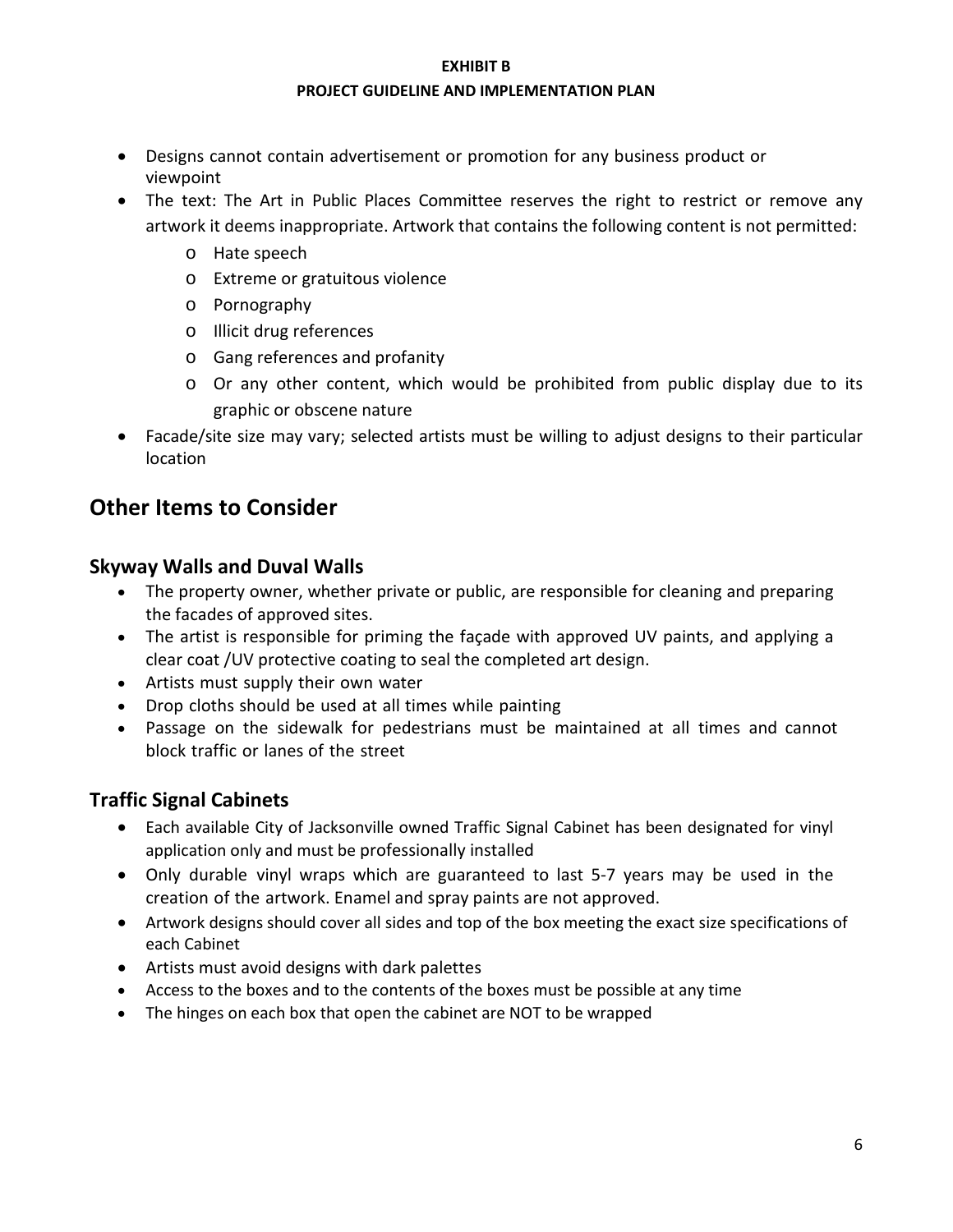**EXHIBIT B**

**PROJECT GUIDELINE AND IMPLEMENTATION PLAN**

- Designs cannot contain advertisement or promotion for any business product or viewpoint
- The text: The Art in Public Places Committee reserves the right to restrict or remove any artwork it deems inappropriate. Artwork that contains the following content is not permitted:
  - Hate speech
  - Extreme or gratuitous violence
  - Pornography
  - Illicit drug references
  - Gang references and profanity
  - Or any other content, which would be prohibited from public display due to its graphic or obscene nature
- Facade/site size may vary; selected artists must be willing to adjust designs to their particular location

## Other Items to Consider

### Skyway Walls and Duval Walls

- The property owner, whether private or public, are responsible for cleaning and preparing the facades of approved sites.
- The artist is responsible for priming the façade with approved UV paints, and applying a clear coat /UV protective coating to seal the completed art design.
- Artists must supply their own water
- Drop cloths should be used at all times while painting
- Passage on the sidewalk for pedestrians must be maintained at all times and cannot block traffic or lanes of the street

### Traffic Signal Cabinets

- Each available City of Jacksonville owned Traffic Signal Cabinet has been designated for vinyl application only and must be professionally installed
- Only durable vinyl wraps which are guaranteed to last 5-7 years may be used in the creation of the artwork. Enamel and spray paints are not approved.
- Artwork designs should cover all sides and top of the box meeting the exact size specifications of each Cabinet
- Artists must avoid designs with dark palettes
- Access to the boxes and to the contents of the boxes must be possible at any time
- The hinges on each box that open the cabinet are NOT to be wrapped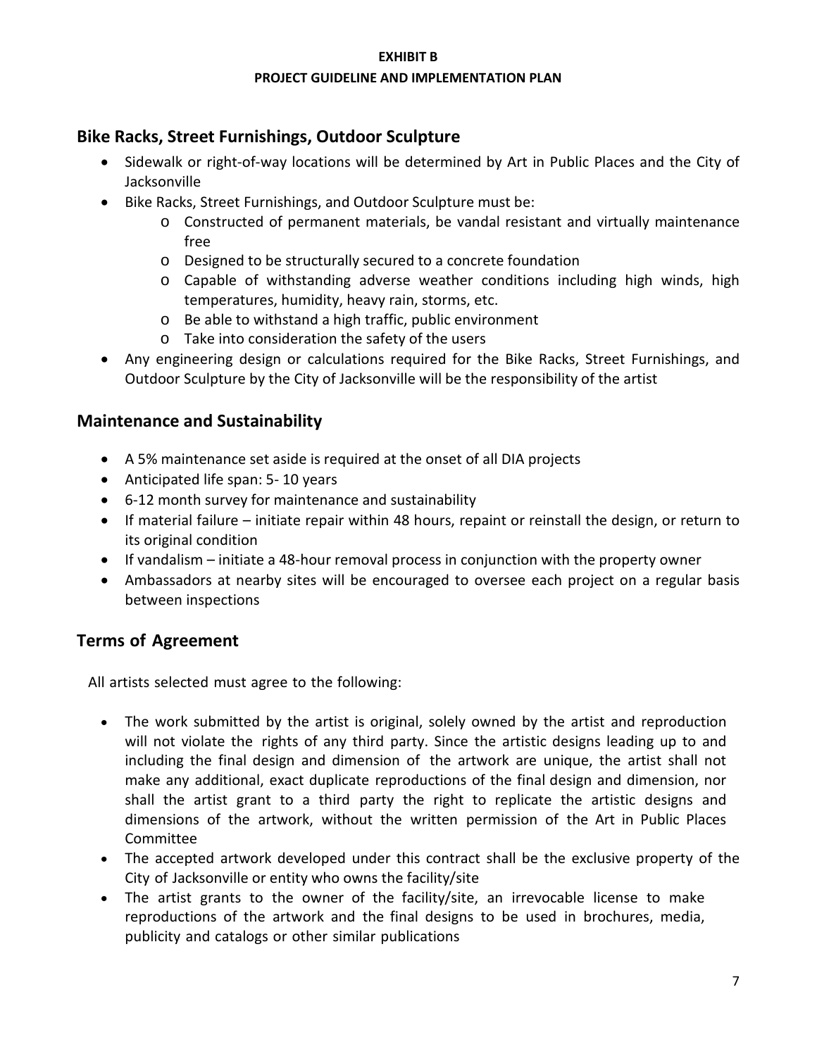**EXHIBIT B**

**PROJECT GUIDELINE AND IMPLEMENTATION PLAN**

## Bike Racks, Street Furnishings, Outdoor Sculpture

- Sidewalk or right-of-way locations will be determined by Art in Public Places and the City of Jacksonville
- Bike Racks, Street Furnishings, and Outdoor Sculpture must be:
  - Constructed of permanent materials, be vandal resistant and virtually maintenance free
  - Designed to be structurally secured to a concrete foundation
  - Capable of withstanding adverse weather conditions including high winds, high temperatures, humidity, heavy rain, storms, etc.
  - Be able to withstand a high traffic, public environment
  - Take into consideration the safety of the users
- Any engineering design or calculations required for the Bike Racks, Street Furnishings, and Outdoor Sculpture by the City of Jacksonville will be the responsibility of the artist

## Maintenance and Sustainability

- A 5% maintenance set aside is required at the onset of all DIA projects
- Anticipated life span: 5- 10 years
- 6-12 month survey for maintenance and sustainability
- If material failure – initiate repair within 48 hours, repaint or reinstall the design, or return to its original condition
- If vandalism – initiate a 48-hour removal process in conjunction with the property owner
- Ambassadors at nearby sites will be encouraged to oversee each project on a regular basis between inspections

## Terms of Agreement

All artists selected must agree to the following:

- The work submitted by the artist is original, solely owned by the artist and reproduction will not violate the rights of any third party. Since the artistic designs leading up to and including the final design and dimension of the artwork are unique, the artist shall not make any additional, exact duplicate reproductions of the final design and dimension, nor shall the artist grant to a third party the right to replicate the artistic designs and dimensions of the artwork, without the written permission of the Art in Public Places Committee
- The accepted artwork developed under this contract shall be the exclusive property of the City of Jacksonville or entity who owns the facility/site
- The artist grants to the owner of the facility/site, an irrevocable license to make reproductions of the artwork and the final designs to be used in brochures, media, publicity and catalogs or other similar publications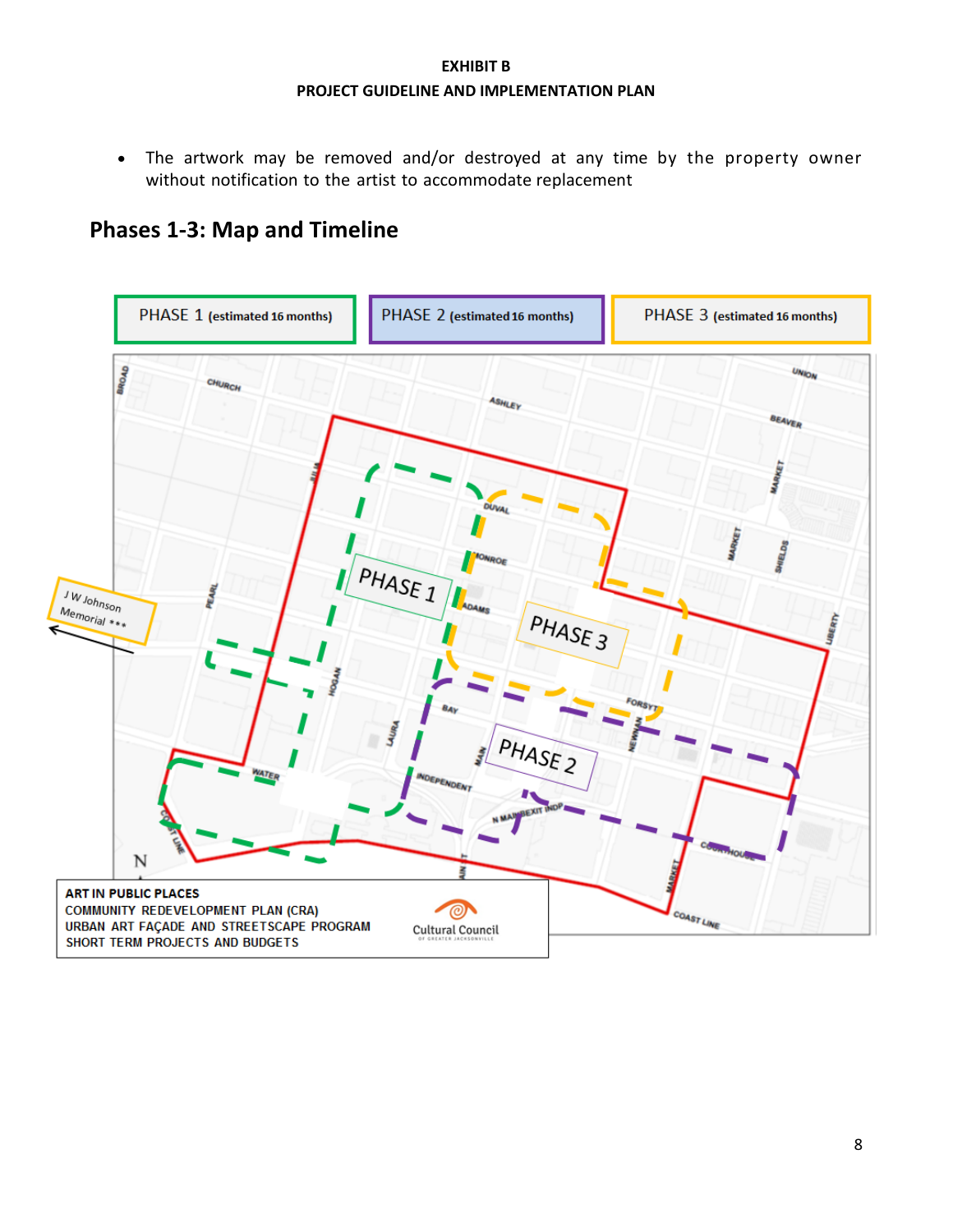**EXHIBIT B**

**PROJECT GUIDELINE AND IMPLEMENTATION PLAN**

- The artwork may be removed and/or destroyed at any time by the property owner without notification to the artist to accommodate replacement

## Phases 1-3: Map and Timeline

| PHASE 1 (estimated 16 months) | PHASE 2 (estimated 16 months) | PHASE 3 (estimated 16 months) |
|---|---|---|

ART IN PUBLIC PLACES
COMMUNITY REDEVELOPMENT PLAN (CRA)
URBAN ART FAÇADE AND STREETSCAPE PROGRAM
SHORT TERM PROJECTS AND BUDGETS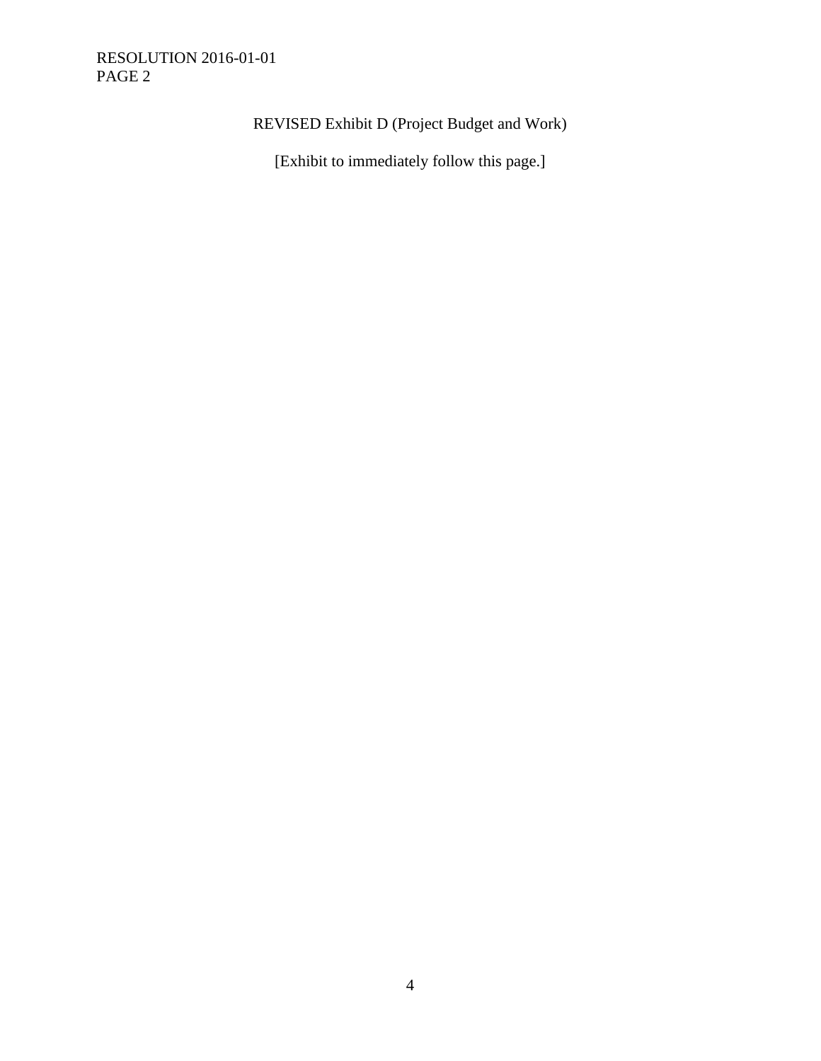REVISED Exhibit D (Project Budget and Work)

[Exhibit to immediately follow this page.]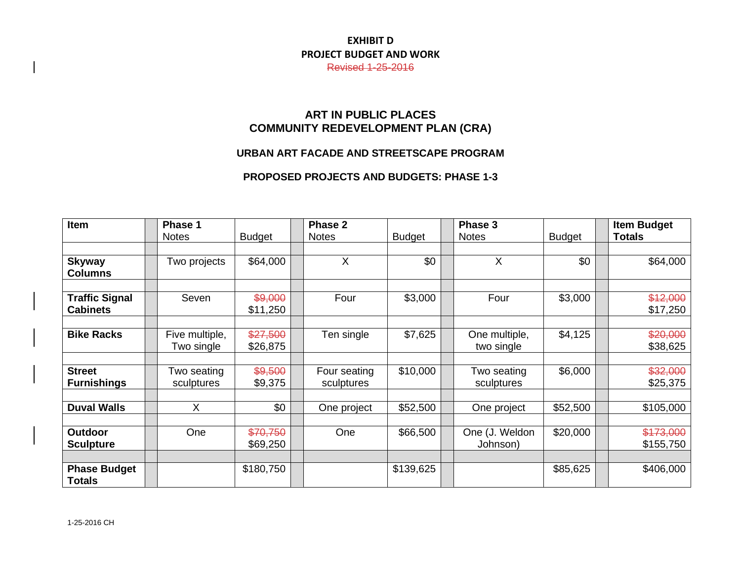**EXHIBIT D**
**PROJECT BUDGET AND WORK**
~~Revised 1-25-2016~~

## ART IN PUBLIC PLACES
## COMMUNITY REDEVELOPMENT PLAN (CRA)

### URBAN ART FACADE AND STREETSCAPE PROGRAM

### PROPOSED PROJECTS AND BUDGETS: PHASE 1-3

| Item | Phase 1 Notes | Budget | Phase 2 Notes | Budget | Phase 3 Notes | Budget | Item Budget Totals |
|---|---|---|---|---|---|---|---|
| **Skyway Columns** | Two projects | $64,000 | X | $0 | X | $0 | $64,000 |
| **Traffic Signal Cabinets** | Seven | ~~$9,000~~ $11,250 | Four | $3,000 | Four | $3,000 | ~~$12,000~~ $17,250 |
| **Bike Racks** | Five multiple, Two single | ~~$27,500~~ $26,875 | Ten single | $7,625 | One multiple, two single | $4,125 | ~~$20,000~~ $38,625 |
| **Street Furnishings** | Two seating sculptures | ~~$9,500~~ $9,375 | Four seating sculptures | $10,000 | Two seating sculptures | $6,000 | ~~$32,000~~ $25,375 |
| **Duval Walls** | X | $0 | One project | $52,500 | One project | $52,500 | $105,000 |
| **Outdoor Sculpture** | One | ~~$70,750~~ $69,250 | One | $66,500 | One (J. Weldon Johnson) | $20,000 | ~~$173,000~~ $155,750 |
| **Phase Budget Totals** | | $180,750 | | $139,625 | | $85,625 | $406,000 |

1-25-2016 CH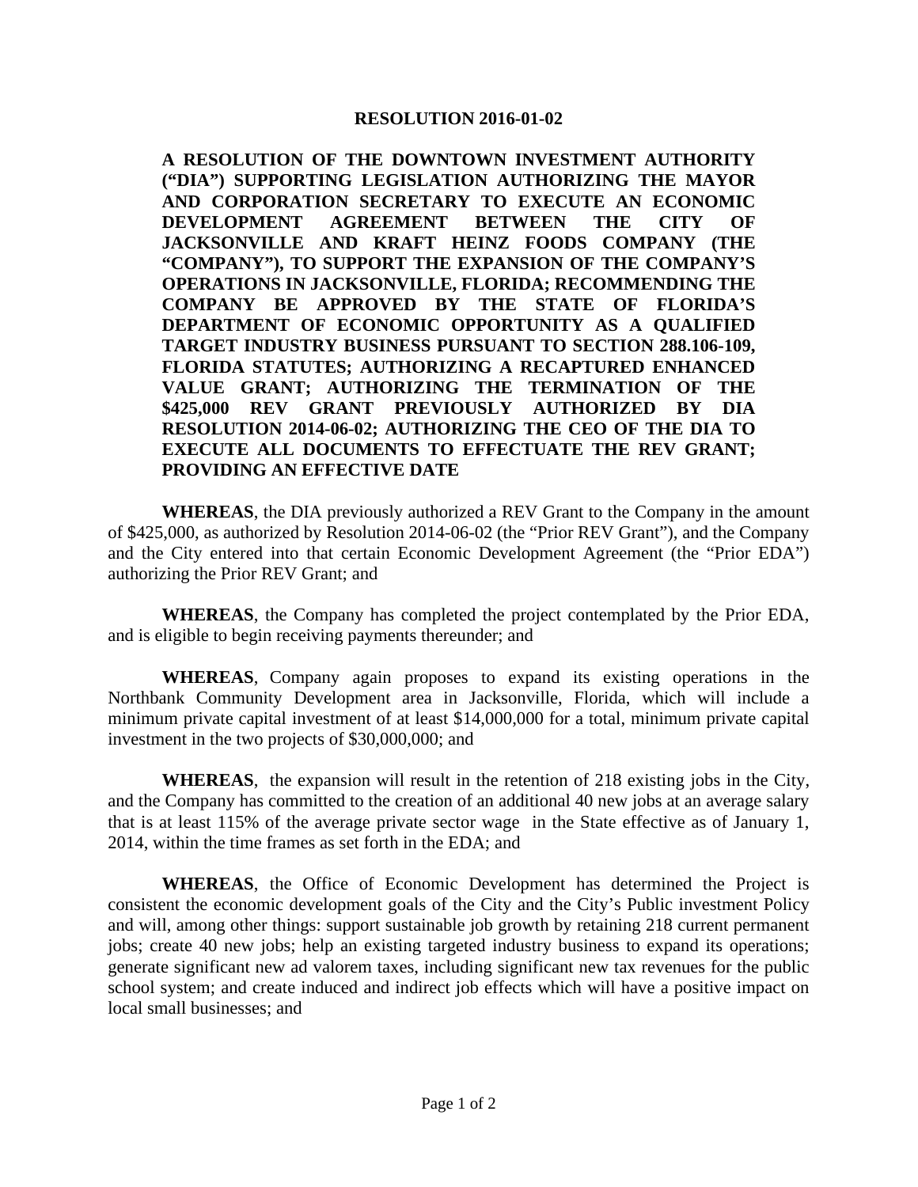**RESOLUTION 2016-01-02**

**A RESOLUTION OF THE DOWNTOWN INVESTMENT AUTHORITY ("DIA") SUPPORTING LEGISLATION AUTHORIZING THE MAYOR AND CORPORATION SECRETARY TO EXECUTE AN ECONOMIC DEVELOPMENT AGREEMENT BETWEEN THE CITY OF JACKSONVILLE AND KRAFT HEINZ FOODS COMPANY (THE "COMPANY"), TO SUPPORT THE EXPANSION OF THE COMPANY'S OPERATIONS IN JACKSONVILLE, FLORIDA; RECOMMENDING THE COMPANY BE APPROVED BY THE STATE OF FLORIDA'S DEPARTMENT OF ECONOMIC OPPORTUNITY AS A QUALIFIED TARGET INDUSTRY BUSINESS PURSUANT TO SECTION 288.106-109, FLORIDA STATUTES; AUTHORIZING A RECAPTURED ENHANCED VALUE GRANT; AUTHORIZING THE TERMINATION OF THE $425,000 REV GRANT PREVIOUSLY AUTHORIZED BY DIA RESOLUTION 2014-06-02; AUTHORIZING THE CEO OF THE DIA TO EXECUTE ALL DOCUMENTS TO EFFECTUATE THE REV GRANT; PROVIDING AN EFFECTIVE DATE**

**WHEREAS**, the DIA previously authorized a REV Grant to the Company in the amount of $425,000, as authorized by Resolution 2014-06-02 (the "Prior REV Grant"), and the Company and the City entered into that certain Economic Development Agreement (the "Prior EDA") authorizing the Prior REV Grant; and

**WHEREAS**, the Company has completed the project contemplated by the Prior EDA, and is eligible to begin receiving payments thereunder; and

**WHEREAS**, Company again proposes to expand its existing operations in the Northbank Community Development area in Jacksonville, Florida, which will include a minimum private capital investment of at least $14,000,000 for a total, minimum private capital investment in the two projects of $30,000,000; and

**WHEREAS**, the expansion will result in the retention of 218 existing jobs in the City, and the Company has committed to the creation of an additional 40 new jobs at an average salary that is at least 115% of the average private sector wage in the State effective as of January 1, 2014, within the time frames as set forth in the EDA; and

**WHEREAS**, the Office of Economic Development has determined the Project is consistent the economic development goals of the City and the City's Public investment Policy and will, among other things: support sustainable job growth by retaining 218 current permanent jobs; create 40 new jobs; help an existing targeted industry business to expand its operations; generate significant new ad valorem taxes, including significant new tax revenues for the public school system; and create induced and indirect job effects which will have a positive impact on local small businesses; and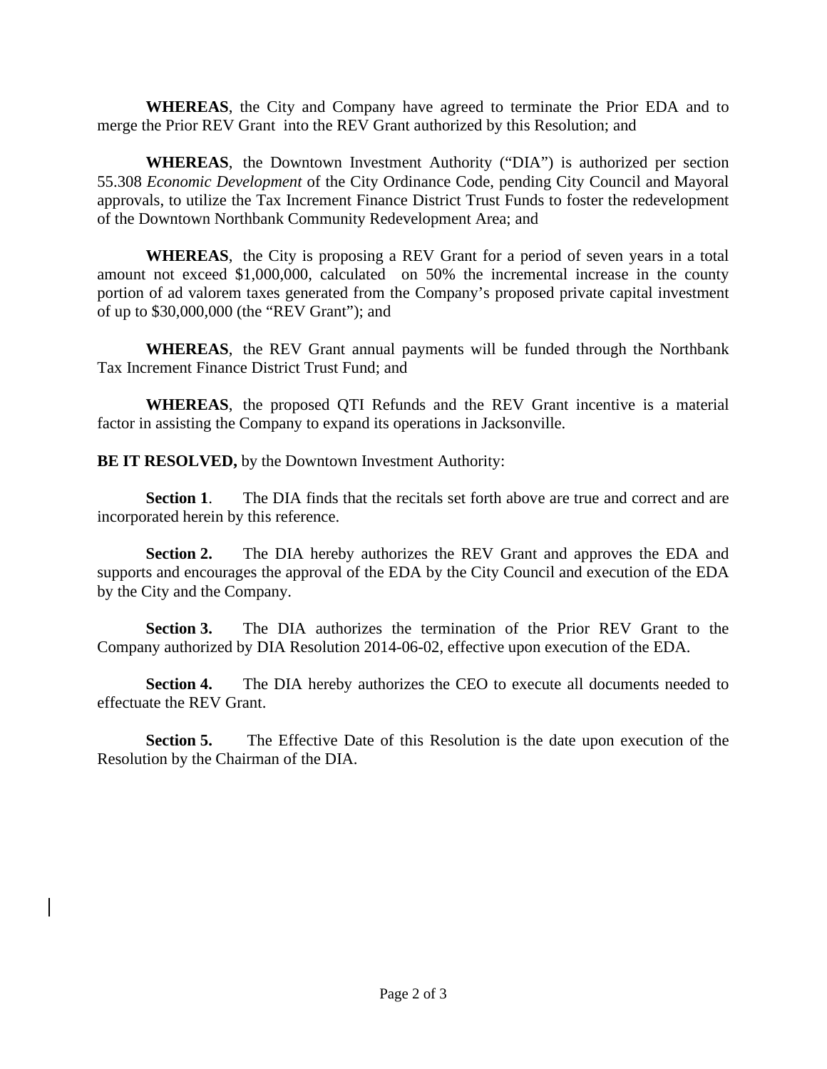**WHEREAS**, the City and Company have agreed to terminate the Prior EDA and to merge the Prior REV Grant into the REV Grant authorized by this Resolution; and

**WHEREAS**, the Downtown Investment Authority ("DIA") is authorized per section 55.308 *Economic Development* of the City Ordinance Code, pending City Council and Mayoral approvals, to utilize the Tax Increment Finance District Trust Funds to foster the redevelopment of the Downtown Northbank Community Redevelopment Area; and

**WHEREAS**, the City is proposing a REV Grant for a period of seven years in a total amount not exceed $1,000,000, calculated on 50% the incremental increase in the county portion of ad valorem taxes generated from the Company's proposed private capital investment of up to $30,000,000 (the "REV Grant"); and

**WHEREAS**, the REV Grant annual payments will be funded through the Northbank Tax Increment Finance District Trust Fund; and

**WHEREAS**, the proposed QTI Refunds and the REV Grant incentive is a material factor in assisting the Company to expand its operations in Jacksonville.

**BE IT RESOLVED,** by the Downtown Investment Authority:

**Section 1**. The DIA finds that the recitals set forth above are true and correct and are incorporated herein by this reference.

**Section 2.** The DIA hereby authorizes the REV Grant and approves the EDA and supports and encourages the approval of the EDA by the City Council and execution of the EDA by the City and the Company.

**Section 3.** The DIA authorizes the termination of the Prior REV Grant to the Company authorized by DIA Resolution 2014-06-02, effective upon execution of the EDA.

**Section 4.** The DIA hereby authorizes the CEO to execute all documents needed to effectuate the REV Grant.

**Section 5.** The Effective Date of this Resolution is the date upon execution of the Resolution by the Chairman of the DIA.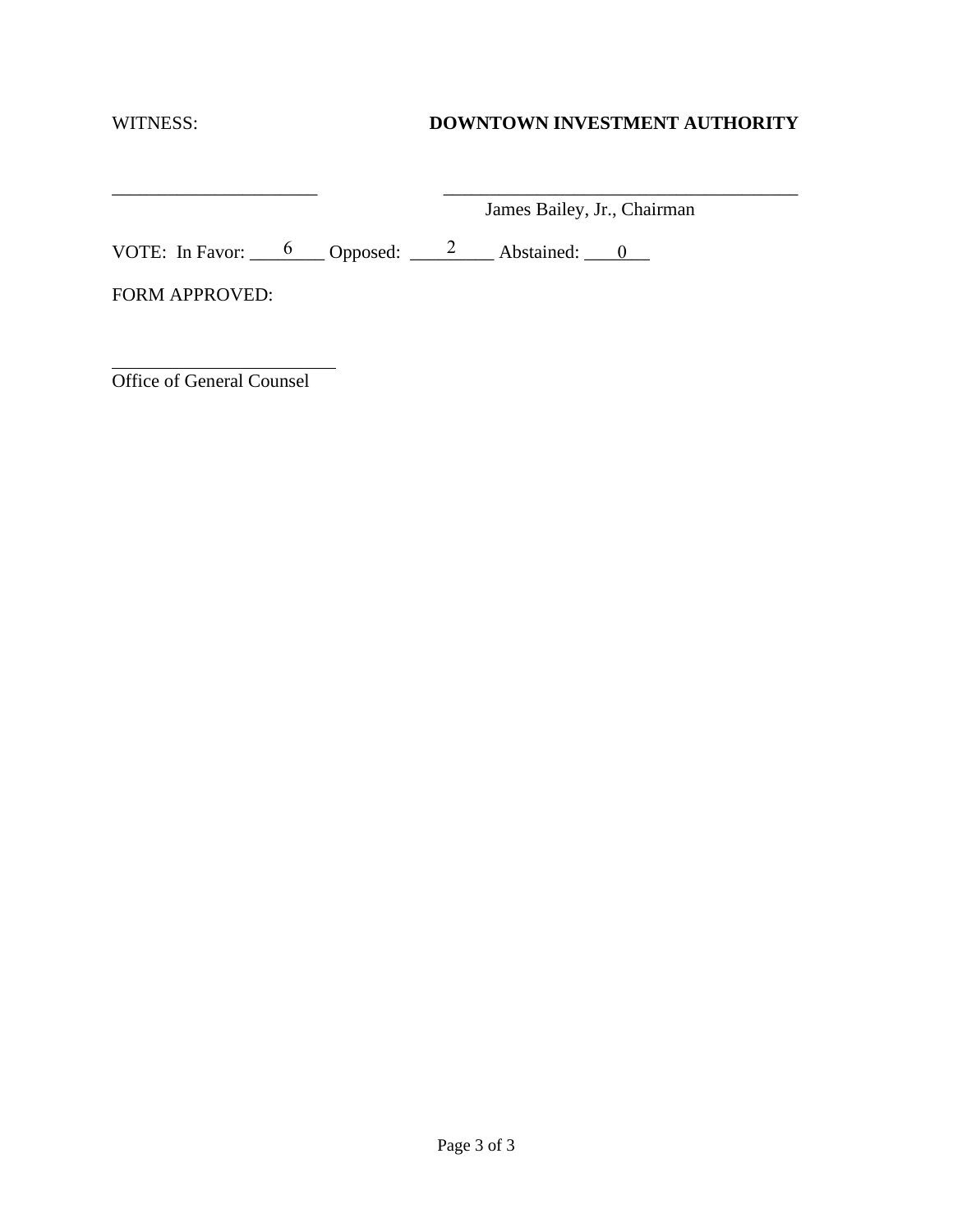WITNESS: **DOWNTOWN INVESTMENT AUTHORITY**

______________________ ______________________________________
James Bailey, Jr., Chairman

VOTE: In Favor: ___6___ Opposed: ___2___ Abstained: ___0___

FORM APPROVED:

______________________
Office of General Counsel